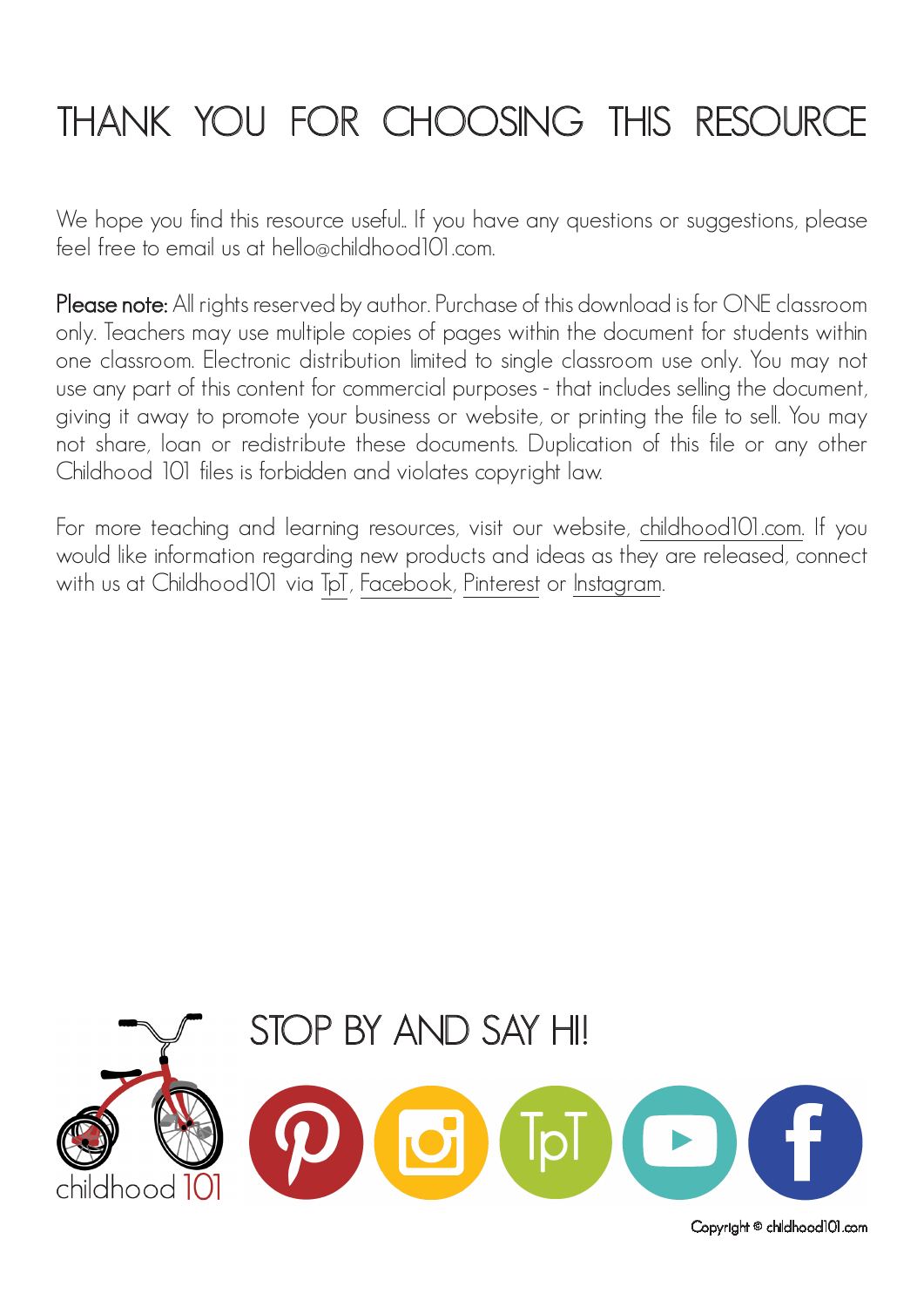# THANK YOU FOR CHOOSING THIS RESOURCE

We hope you find this resource useful.. If you have any questions or suggestions, please feel free to email us at hello@childhood101.com.

**Please note:** All rights reserved by author. Purchase of this download is for ONE classroom only. Teachers may use multiple copies of pages within the document for students within one classroom. Electronic distribution limited to single classroom use only. You may not use any part of this content for commercial purposes - that includes selling the document, giving it away to promote your business or website, or printing the file to sell. You may not share, loan or redistribute these documents. Duplication of this file or any other Childhood 101 files is forbidden and violates copyright law.

For more teaching and learning resources, visit our website, childhood101.com. If you would like information regarding new products and ideas as they are released, connect with us at Childhood101 via TpT, Facebook, Pinterest or Instagram.

## STOP BY AND SAY HI!

Copyright © childhood101.com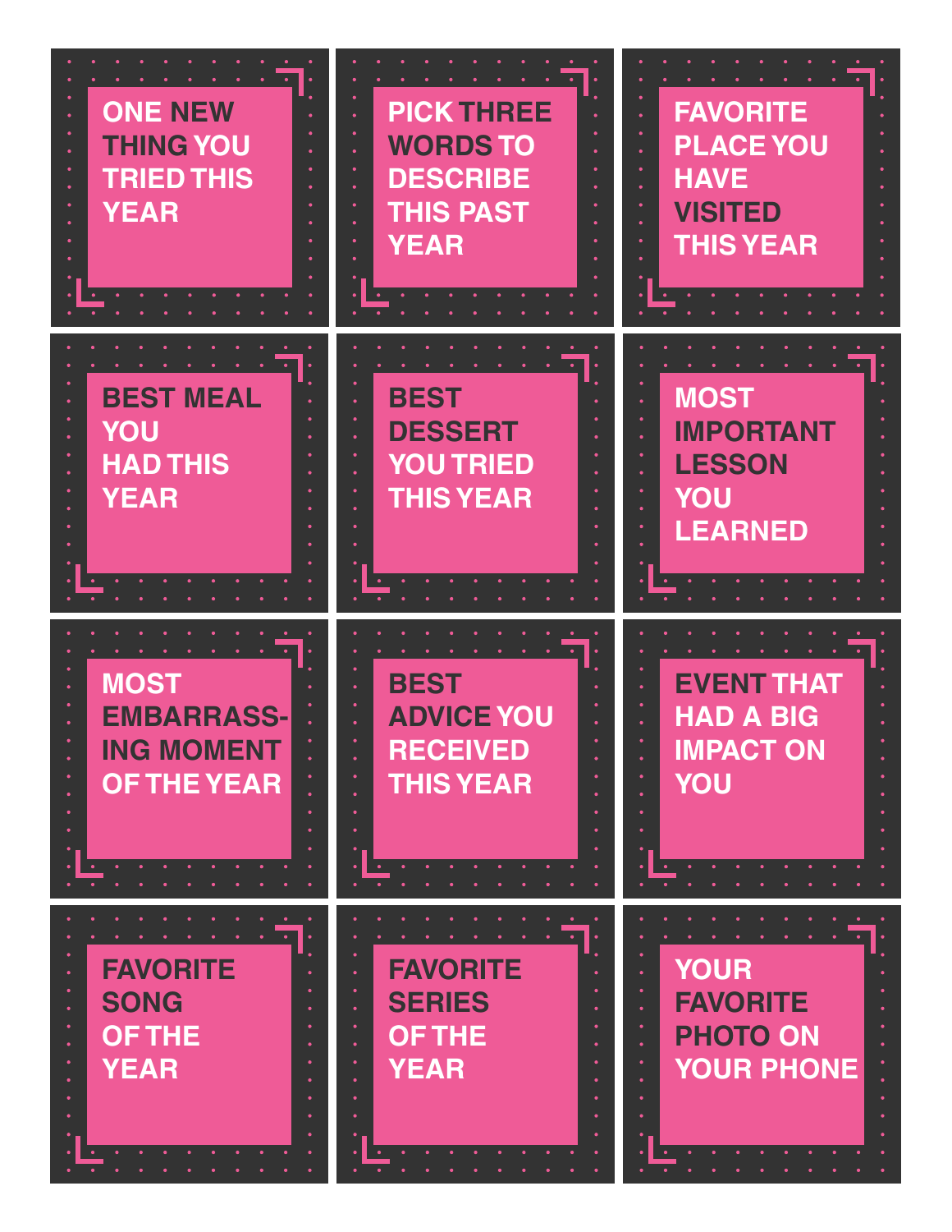ONE NEW THING YOU TRIED THIS YEAR

PICK THREE WORDS TO DESCRIBE THIS PAST YEAR

FAVORITE PLACE YOU HAVE VISITED THIS YEAR

BEST MEAL YOU HAD THIS YEAR

BEST DESSERT YOU TRIED THIS YEAR

MOST IMPORTANT LESSON YOU LEARNED

MOST EMBARRASSING MOMENT OF THE YEAR

BEST ADVICE YOU RECEIVED THIS YEAR

EVENT THAT HAD A BIG IMPACT ON YOU

FAVORITE SONG OF THE YEAR

FAVORITE SERIES OF THE YEAR

YOUR FAVORITE PHOTO ON YOUR PHONE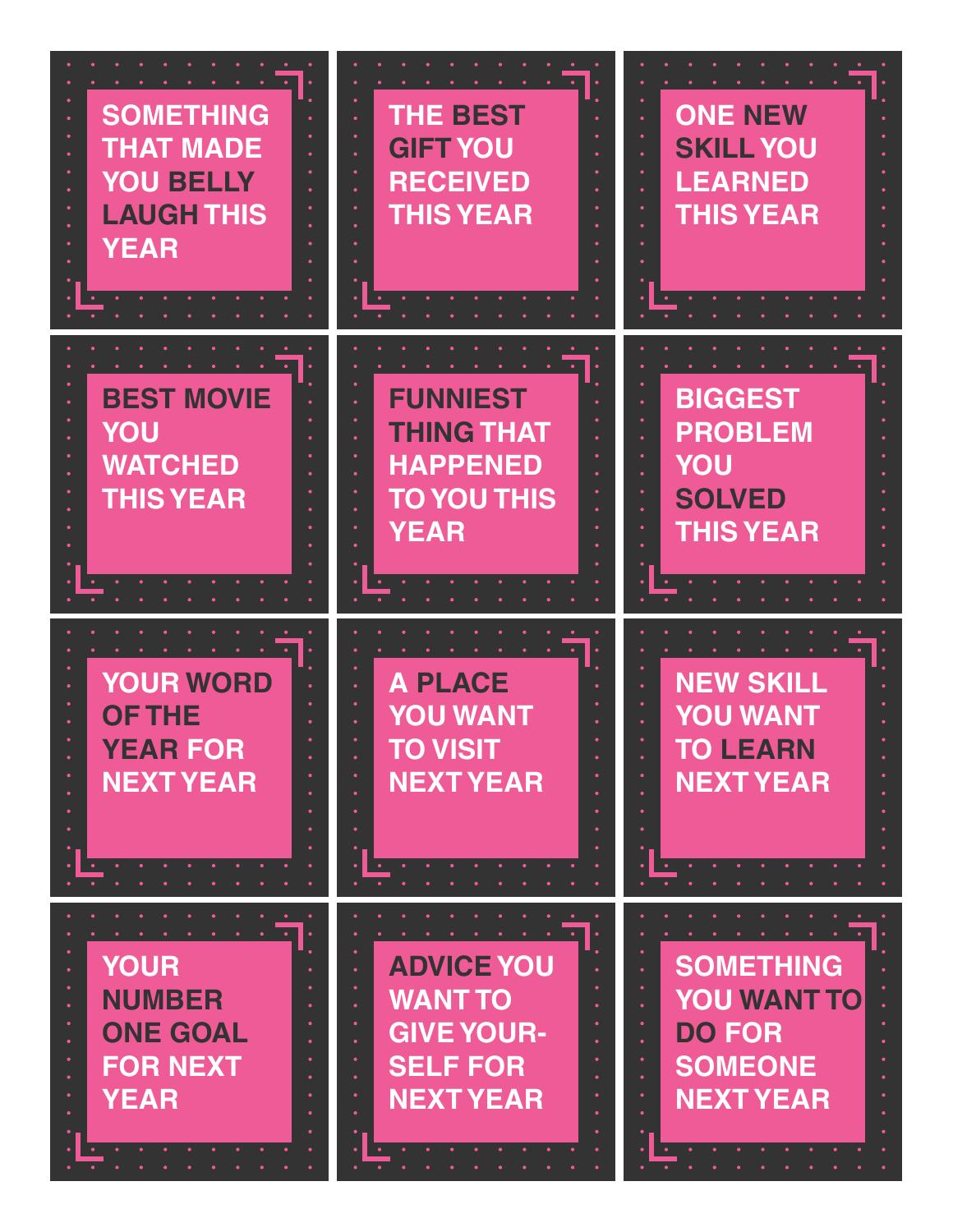SOMETHING THAT MADE YOU BELLY LAUGH THIS YEAR

THE BEST GIFT YOU RECEIVED THIS YEAR

ONE NEW SKILL YOU LEARNED THIS YEAR

BEST MOVIE YOU WATCHED THIS YEAR

FUNNIEST THING THAT HAPPENED TO YOU THIS YEAR

BIGGEST PROBLEM YOU SOLVED THIS YEAR

YOUR WORD OF THE YEAR FOR NEXT YEAR

A PLACE YOU WANT TO VISIT NEXT YEAR

NEW SKILL YOU WANT TO LEARN NEXT YEAR

YOUR NUMBER ONE GOAL FOR NEXT YEAR

ADVICE YOU WANT TO GIVE YOURSELF FOR NEXT YEAR

SOMETHING YOU WANT TO DO FOR SOMEONE NEXT YEAR